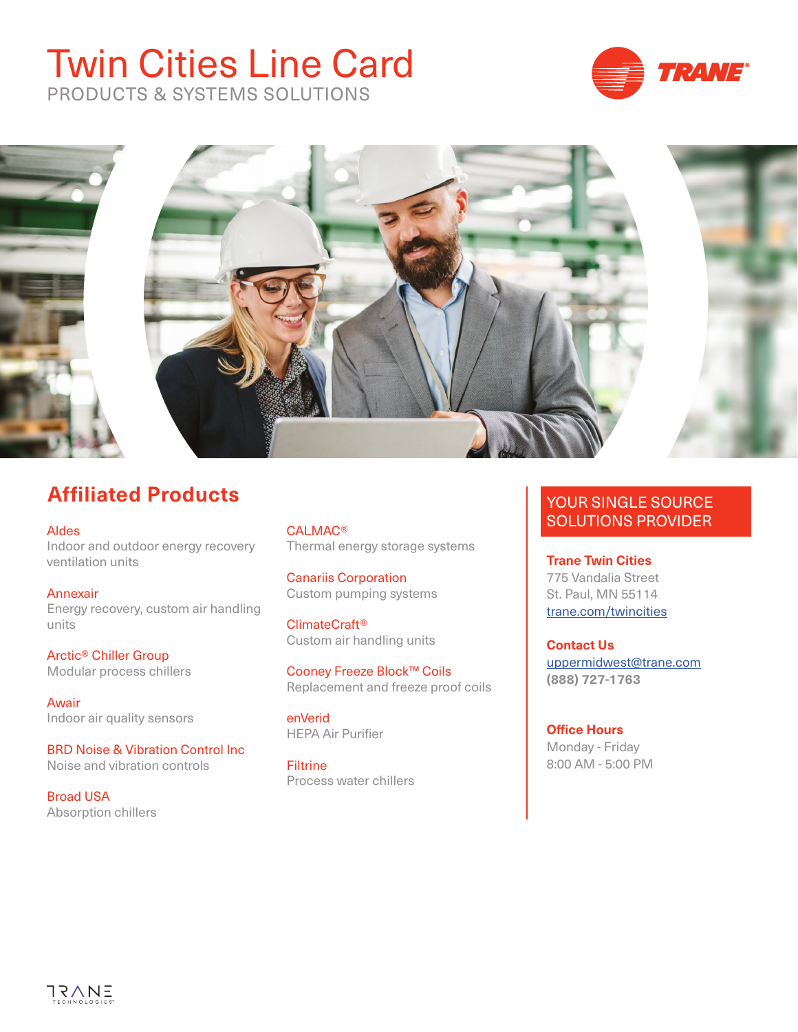# Twin Cities Line Card

PRODUCTS & SYSTEMS SOLUTIONS

## Affiliated Products

**Aldes**
Indoor and outdoor energy recovery ventilation units

**Annexair**
Energy recovery, custom air handling units

**Arctic® Chiller Group**
Modular process chillers

**Awair**
Indoor air quality sensors

**BRD Noise & Vibration Control Inc**
Noise and vibration controls

**Broad USA**
Absorption chillers

**CALMAC®**
Thermal energy storage systems

**Canariis Corporation**
Custom pumping systems

**ClimateCraft®**
Custom air handling units

**Cooney Freeze Block™ Coils**
Replacement and freeze proof coils

**enVerid**
HEPA Air Purifier

**Filtrine**
Process water chillers

## YOUR SINGLE SOURCE SOLUTIONS PROVIDER

**Trane Twin Cities**
775 Vandalia Street
St. Paul, MN 55114
trane.com/twincities

**Contact Us**
uppermidwest@trane.com
**(888) 727-1763**

**Office Hours**
Monday - Friday
8:00 AM - 5:00 PM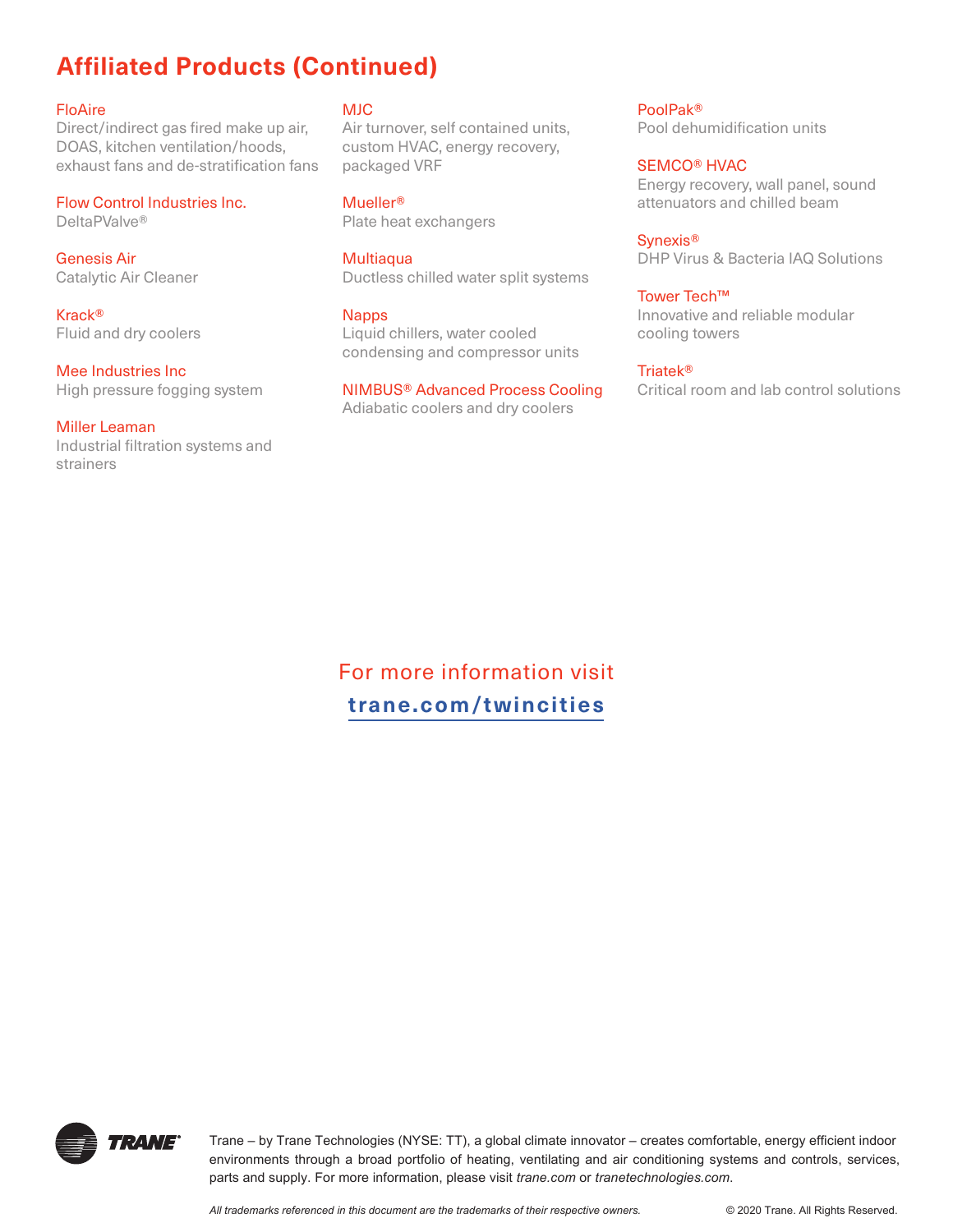## Affiliated Products (Continued)

FloAire
Direct/indirect gas fired make up air, DOAS, kitchen ventilation/hoods, exhaust fans and de-stratification fans

Flow Control Industries Inc.
DeltaPValve®

Genesis Air
Catalytic Air Cleaner

Krack®
Fluid and dry coolers

Mee Industries Inc
High pressure fogging system

Miller Leaman
Industrial filtration systems and strainers

MJC
Air turnover, self contained units, custom HVAC, energy recovery, packaged VRF

Mueller®
Plate heat exchangers

Multiaqua
Ductless chilled water split systems

Napps
Liquid chillers, water cooled condensing and compressor units

NIMBUS® Advanced Process Cooling
Adiabatic coolers and dry coolers

PoolPak®
Pool dehumidification units

SEMCO® HVAC
Energy recovery, wall panel, sound attenuators and chilled beam

Synexis®
DHP Virus & Bacteria IAQ Solutions

Tower Tech™
Innovative and reliable modular cooling towers

Triatek®
Critical room and lab control solutions

For more information visit
**trane.com/twincities**

TRANE

Trane – by Trane Technologies (NYSE: TT), a global climate innovator – creates comfortable, energy efficient indoor environments through a broad portfolio of heating, ventilating and air conditioning systems and controls, services, parts and supply. For more information, please visit *trane.com* or *tranetechnologies.com*.

*All trademarks referenced in this document are the trademarks of their respective owners.*

© 2020 Trane. All Rights Reserved.